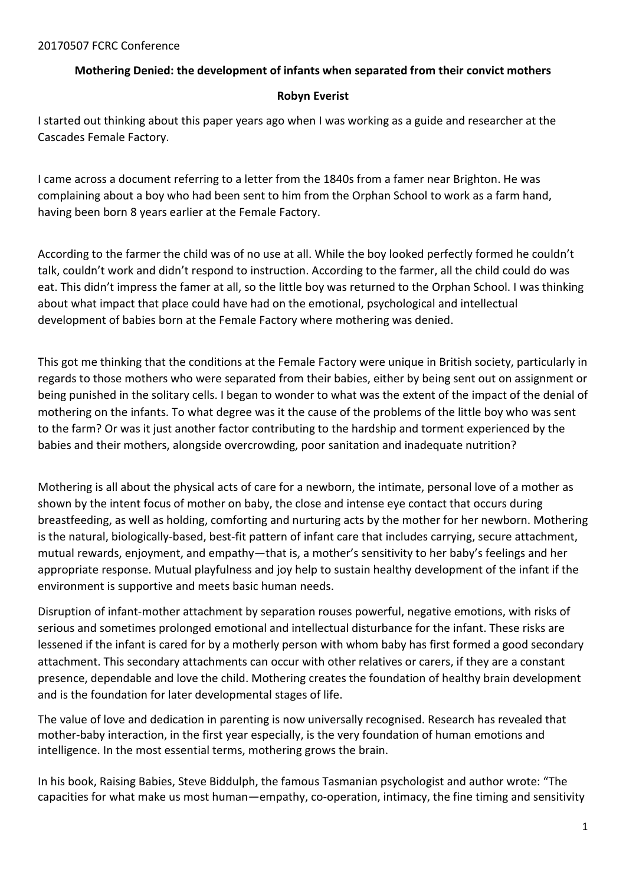20170507 FCRC Conference

**Mothering Denied: the development of infants when separated from their convict mothers**

**Robyn Everist**

I started out thinking about this paper years ago when I was working as a guide and researcher at the Cascades Female Factory.

I came across a document referring to a letter from the 1840s from a famer near Brighton. He was complaining about a boy who had been sent to him from the Orphan School to work as a farm hand, having been born 8 years earlier at the Female Factory.

According to the farmer the child was of no use at all. While the boy looked perfectly formed he couldn't talk, couldn't work and didn't respond to instruction. According to the farmer, all the child could do was eat. This didn't impress the famer at all, so the little boy was returned to the Orphan School. I was thinking about what impact that place could have had on the emotional, psychological and intellectual development of babies born at the Female Factory where mothering was denied.

This got me thinking that the conditions at the Female Factory were unique in British society, particularly in regards to those mothers who were separated from their babies, either by being sent out on assignment or being punished in the solitary cells. I began to wonder to what was the extent of the impact of the denial of mothering on the infants. To what degree was it the cause of the problems of the little boy who was sent to the farm? Or was it just another factor contributing to the hardship and torment experienced by the babies and their mothers, alongside overcrowding, poor sanitation and inadequate nutrition?

Mothering is all about the physical acts of care for a newborn, the intimate, personal love of a mother as shown by the intent focus of mother on baby, the close and intense eye contact that occurs during breastfeeding, as well as holding, comforting and nurturing acts by the mother for her newborn. Mothering is the natural, biologically-based, best-fit pattern of infant care that includes carrying, secure attachment, mutual rewards, enjoyment, and empathy—that is, a mother's sensitivity to her baby's feelings and her appropriate response. Mutual playfulness and joy help to sustain healthy development of the infant if the environment is supportive and meets basic human needs.

Disruption of infant-mother attachment by separation rouses powerful, negative emotions, with risks of serious and sometimes prolonged emotional and intellectual disturbance for the infant. These risks are lessened if the infant is cared for by a motherly person with whom baby has first formed a good secondary attachment. This secondary attachments can occur with other relatives or carers, if they are a constant presence, dependable and love the child. Mothering creates the foundation of healthy brain development and is the foundation for later developmental stages of life.

The value of love and dedication in parenting is now universally recognised. Research has revealed that mother-baby interaction, in the first year especially, is the very foundation of human emotions and intelligence. In the most essential terms, mothering grows the brain.

In his book, Raising Babies, Steve Biddulph, the famous Tasmanian psychologist and author wrote: "The capacities for what make us most human—empathy, co-operation, intimacy, the fine timing and sensitivity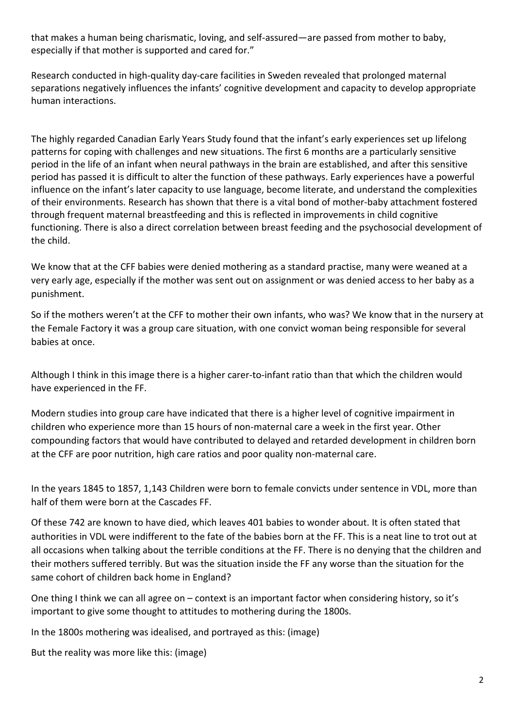that makes a human being charismatic, loving, and self-assured—are passed from mother to baby, especially if that mother is supported and cared for."

Research conducted in high-quality day-care facilities in Sweden revealed that prolonged maternal separations negatively influences the infants' cognitive development and capacity to develop appropriate human interactions.

The highly regarded Canadian Early Years Study found that the infant's early experiences set up lifelong patterns for coping with challenges and new situations. The first 6 months are a particularly sensitive period in the life of an infant when neural pathways in the brain are established, and after this sensitive period has passed it is difficult to alter the function of these pathways. Early experiences have a powerful influence on the infant's later capacity to use language, become literate, and understand the complexities of their environments. Research has shown that there is a vital bond of mother-baby attachment fostered through frequent maternal breastfeeding and this is reflected in improvements in child cognitive functioning. There is also a direct correlation between breast feeding and the psychosocial development of the child.

We know that at the CFF babies were denied mothering as a standard practise, many were weaned at a very early age, especially if the mother was sent out on assignment or was denied access to her baby as a punishment.

So if the mothers weren't at the CFF to mother their own infants, who was? We know that in the nursery at the Female Factory it was a group care situation, with one convict woman being responsible for several babies at once.

Although I think in this image there is a higher carer-to-infant ratio than that which the children would have experienced in the FF.

Modern studies into group care have indicated that there is a higher level of cognitive impairment in children who experience more than 15 hours of non-maternal care a week in the first year. Other compounding factors that would have contributed to delayed and retarded development in children born at the CFF are poor nutrition, high care ratios and poor quality non-maternal care.

In the years 1845 to 1857, 1,143 Children were born to female convicts under sentence in VDL, more than half of them were born at the Cascades FF.

Of these 742 are known to have died, which leaves 401 babies to wonder about. It is often stated that authorities in VDL were indifferent to the fate of the babies born at the FF. This is a neat line to trot out at all occasions when talking about the terrible conditions at the FF. There is no denying that the children and their mothers suffered terribly. But was the situation inside the FF any worse than the situation for the same cohort of children back home in England?

One thing I think we can all agree on – context is an important factor when considering history, so it's important to give some thought to attitudes to mothering during the 1800s.

In the 1800s mothering was idealised, and portrayed as this: (image)

But the reality was more like this: (image)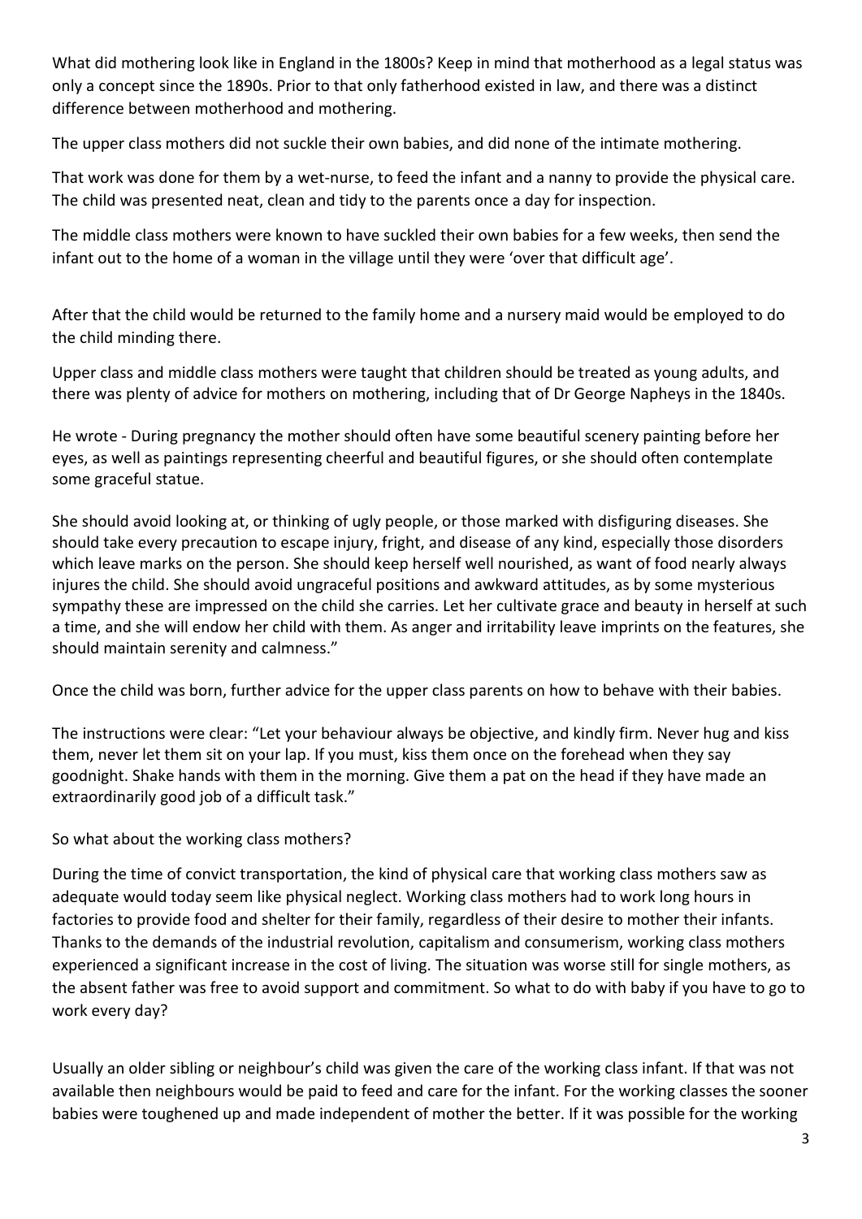What did mothering look like in England in the 1800s? Keep in mind that motherhood as a legal status was only a concept since the 1890s. Prior to that only fatherhood existed in law, and there was a distinct difference between motherhood and mothering.

The upper class mothers did not suckle their own babies, and did none of the intimate mothering.

That work was done for them by a wet-nurse, to feed the infant and a nanny to provide the physical care. The child was presented neat, clean and tidy to the parents once a day for inspection.

The middle class mothers were known to have suckled their own babies for a few weeks, then send the infant out to the home of a woman in the village until they were 'over that difficult age'.

After that the child would be returned to the family home and a nursery maid would be employed to do the child minding there.

Upper class and middle class mothers were taught that children should be treated as young adults, and there was plenty of advice for mothers on mothering, including that of Dr George Napheys in the 1840s.

He wrote - During pregnancy the mother should often have some beautiful scenery painting before her eyes, as well as paintings representing cheerful and beautiful figures, or she should often contemplate some graceful statue.

She should avoid looking at, or thinking of ugly people, or those marked with disfiguring diseases. She should take every precaution to escape injury, fright, and disease of any kind, especially those disorders which leave marks on the person. She should keep herself well nourished, as want of food nearly always injures the child. She should avoid ungraceful positions and awkward attitudes, as by some mysterious sympathy these are impressed on the child she carries. Let her cultivate grace and beauty in herself at such a time, and she will endow her child with them. As anger and irritability leave imprints on the features, she should maintain serenity and calmness."

Once the child was born, further advice for the upper class parents on how to behave with their babies.

The instructions were clear: "Let your behaviour always be objective, and kindly firm. Never hug and kiss them, never let them sit on your lap. If you must, kiss them once on the forehead when they say goodnight. Shake hands with them in the morning. Give them a pat on the head if they have made an extraordinarily good job of a difficult task."

So what about the working class mothers?

During the time of convict transportation, the kind of physical care that working class mothers saw as adequate would today seem like physical neglect. Working class mothers had to work long hours in factories to provide food and shelter for their family, regardless of their desire to mother their infants. Thanks to the demands of the industrial revolution, capitalism and consumerism, working class mothers experienced a significant increase in the cost of living. The situation was worse still for single mothers, as the absent father was free to avoid support and commitment. So what to do with baby if you have to go to work every day?

Usually an older sibling or neighbour's child was given the care of the working class infant. If that was not available then neighbours would be paid to feed and care for the infant. For the working classes the sooner babies were toughened up and made independent of mother the better. If it was possible for the working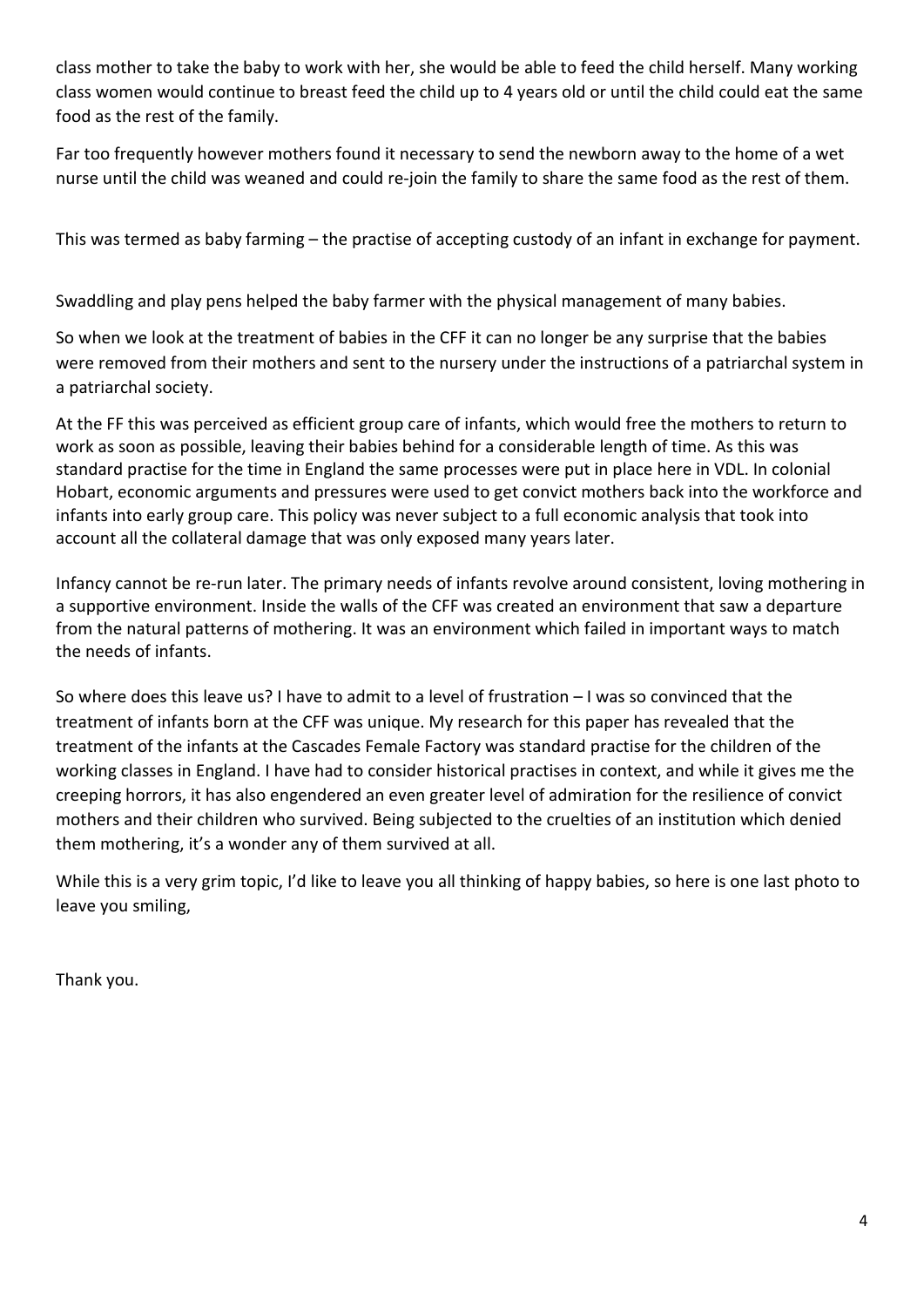class mother to take the baby to work with her, she would be able to feed the child herself. Many working class women would continue to breast feed the child up to 4 years old or until the child could eat the same food as the rest of the family.

Far too frequently however mothers found it necessary to send the newborn away to the home of a wet nurse until the child was weaned and could re-join the family to share the same food as the rest of them.

This was termed as baby farming – the practise of accepting custody of an infant in exchange for payment.

Swaddling and play pens helped the baby farmer with the physical management of many babies.

So when we look at the treatment of babies in the CFF it can no longer be any surprise that the babies were removed from their mothers and sent to the nursery under the instructions of a patriarchal system in a patriarchal society.

At the FF this was perceived as efficient group care of infants, which would free the mothers to return to work as soon as possible, leaving their babies behind for a considerable length of time. As this was standard practise for the time in England the same processes were put in place here in VDL. In colonial Hobart, economic arguments and pressures were used to get convict mothers back into the workforce and infants into early group care. This policy was never subject to a full economic analysis that took into account all the collateral damage that was only exposed many years later.

Infancy cannot be re-run later. The primary needs of infants revolve around consistent, loving mothering in a supportive environment. Inside the walls of the CFF was created an environment that saw a departure from the natural patterns of mothering. It was an environment which failed in important ways to match the needs of infants.

So where does this leave us? I have to admit to a level of frustration – I was so convinced that the treatment of infants born at the CFF was unique. My research for this paper has revealed that the treatment of the infants at the Cascades Female Factory was standard practise for the children of the working classes in England. I have had to consider historical practises in context, and while it gives me the creeping horrors, it has also engendered an even greater level of admiration for the resilience of convict mothers and their children who survived. Being subjected to the cruelties of an institution which denied them mothering, it's a wonder any of them survived at all.

While this is a very grim topic, I'd like to leave you all thinking of happy babies, so here is one last photo to leave you smiling,

Thank you.